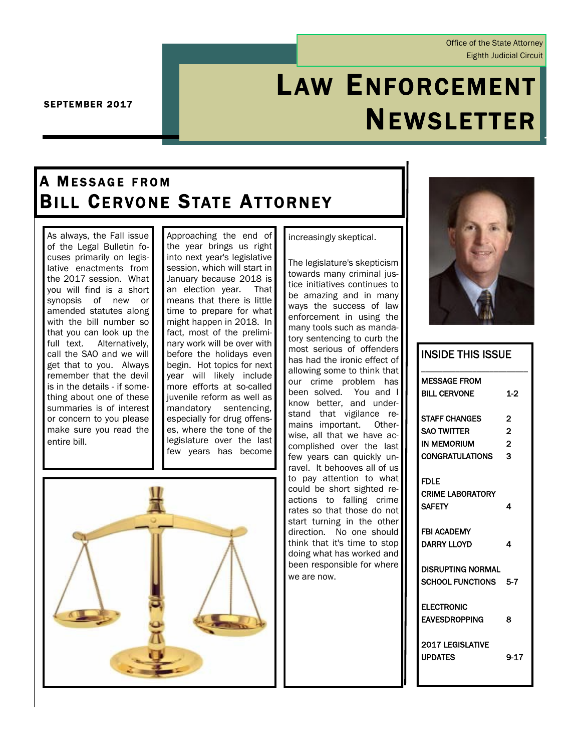Office of the State Attorney
Eighth Judicial Circuit

SEPTEMBER 2017

# LAW ENFORCEMENT NEWSLETTER

## A MESSAGE FROM BILL CERVONE STATE ATTORNEY

As always, the Fall issue of the Legal Bulletin focuses primarily on legislative enactments from the 2017 session. What you will find is a short synopsis of new or amended statutes along with the bill number so that you can look up the full text. Alternatively, call the SAO and we will get that to you. Always remember that the devil is in the details - if something about one of these summaries is of interest or concern to you please make sure you read the entire bill.

Approaching the end of the year brings us right into next year's legislative session, which will start in January because 2018 is an election year. That means that there is little time to prepare for what might happen in 2018. In fact, most of the preliminary work will be over with before the holidays even begin. Hot topics for next year will likely include more efforts at so-called juvenile reform as well as mandatory sentencing, especially for drug offenses, where the tone of the legislature over the last few years has become increasingly skeptical.

The legislature's skepticism towards many criminal justice initiatives continues to be amazing and in many ways the success of law enforcement in using the many tools such as mandatory sentencing to curb the most serious of offenders has had the ironic effect of allowing some to think that our crime problem has been solved. You and I know better, and understand that vigilance remains important. Otherwise, all that we have accomplished over the last few years can quickly unravel. It behooves all of us to pay attention to what could be short sighted reactions to falling crime rates so that those do not start turning in the other direction. No one should think that it's time to stop doing what has worked and been responsible for where we are now.

### INSIDE THIS ISSUE

| | |
|---|---|
| MESSAGE FROM BILL CERVONE | 1-2 |
| STAFF CHANGES | 2 |
| SAO TWITTER | 2 |
| IN MEMORIUM | 2 |
| CONGRATULATIONS | 3 |
| FDLE CRIME LABORATORY SAFETY | 4 |
| FBI ACADEMY DARRY LLOYD | 4 |
| DISRUPTING NORMAL SCHOOL FUNCTIONS | 5-7 |
| ELECTRONIC EAVESDROPPING | 8 |
| 2017 LEGISLATIVE UPDATES | 9-17 |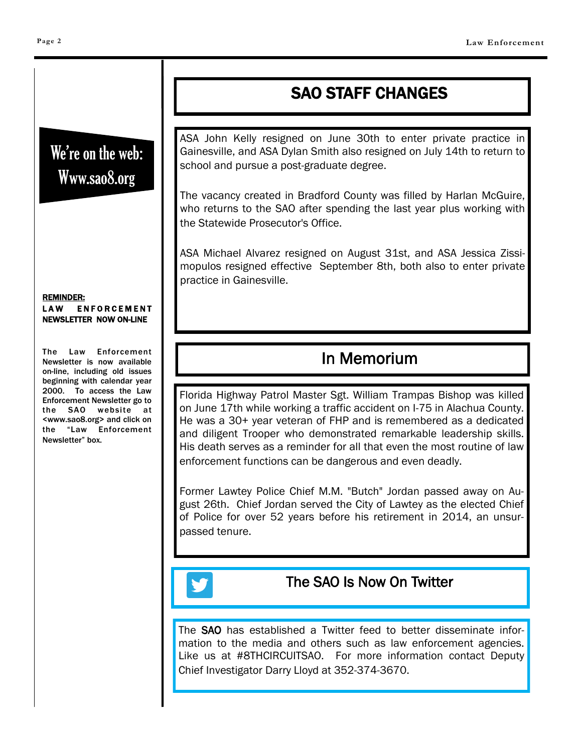**We're on the web:**
**Www.sao8.org**

**REMINDER:**
**LAW ENFORCEMENT NEWSLETTER NOW ON-LINE**

**The Law Enforcement Newsletter is now available on-line, including old issues beginning with calendar year 2000. To access the Law Enforcement Newsletter go to the SAO website at <www.sao8.org> and click on the "Law Enforcement Newsletter" box.**

## SAO STAFF CHANGES

ASA John Kelly resigned on June 30th to enter private practice in Gainesville, and ASA Dylan Smith also resigned on July 14th to return to school and pursue a post-graduate degree.

The vacancy created in Bradford County was filled by Harlan McGuire, who returns to the SAO after spending the last year plus working with the Statewide Prosecutor's Office.

ASA Michael Alvarez resigned on August 31st, and ASA Jessica Zissimopulos resigned effective September 8th, both also to enter private practice in Gainesville.

## In Memorium

Florida Highway Patrol Master Sgt. William Trampas Bishop was killed on June 17th while working a traffic accident on I-75 in Alachua County. He was a 30+ year veteran of FHP and is remembered as a dedicated and diligent Trooper who demonstrated remarkable leadership skills. His death serves as a reminder for all that even the most routine of law enforcement functions can be dangerous and even deadly.

Former Lawtey Police Chief M.M. "Butch" Jordan passed away on August 26th. Chief Jordan served the City of Lawtey as the elected Chief of Police for over 52 years before his retirement in 2014, an unsurpassed tenure.

## The SAO Is Now On Twitter

The SAO has established a Twitter feed to better disseminate information to the media and others such as law enforcement agencies. Like us at #8THCIRCUITSAO. For more information contact Deputy Chief Investigator Darry Lloyd at 352-374-3670.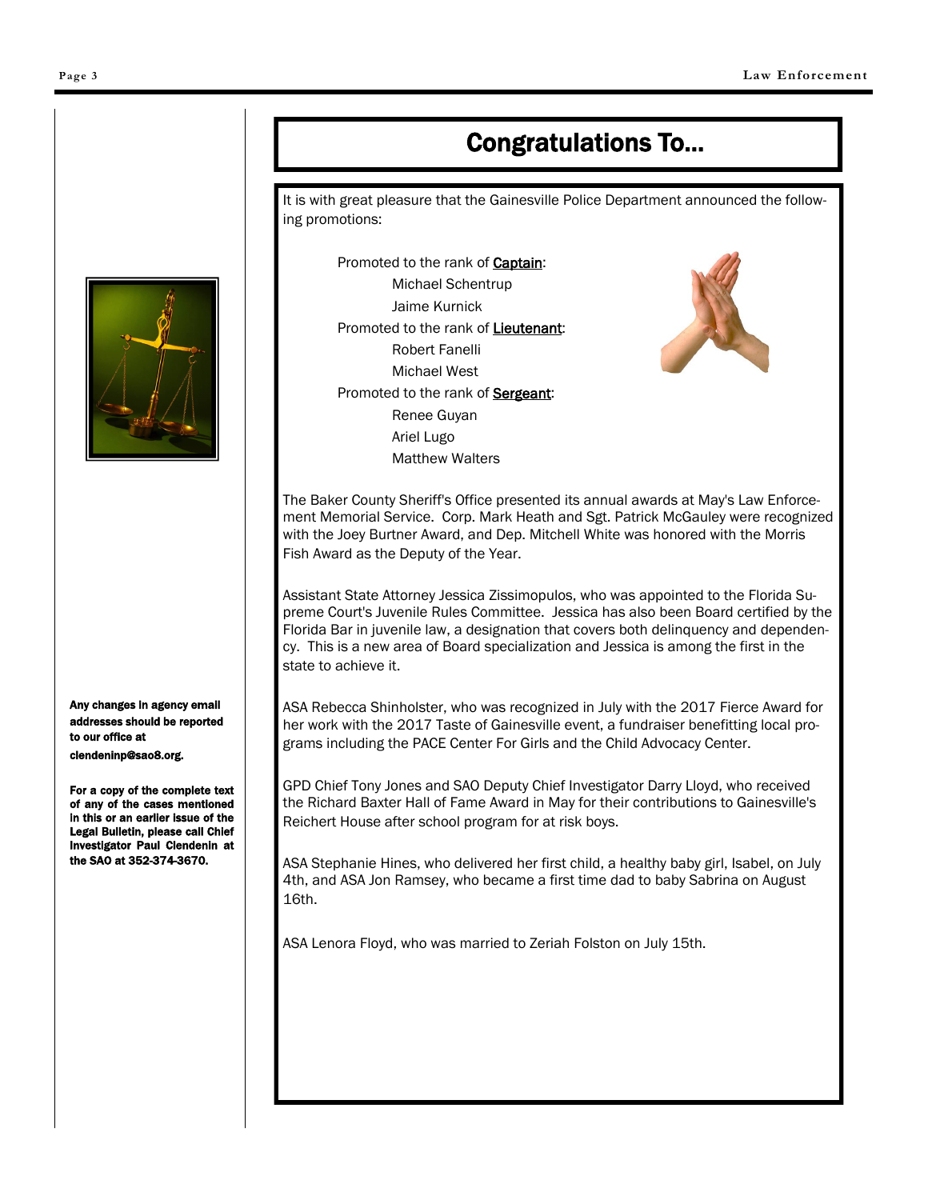## Congratulations To...

It is with great pleasure that the Gainesville Police Department announced the following promotions:

Promoted to the rank of <u>Captain</u>:
- Michael Schentrup
- Jaime Kurnick

Promoted to the rank of <u>Lieutenant</u>:
- Robert Fanelli
- Michael West

Promoted to the rank of <u>Sergeant</u>:
- Renee Guyan
- Ariel Lugo
- Matthew Walters

The Baker County Sheriff's Office presented its annual awards at May's Law Enforcement Memorial Service. Corp. Mark Heath and Sgt. Patrick McGauley were recognized with the Joey Burtner Award, and Dep. Mitchell White was honored with the Morris Fish Award as the Deputy of the Year.

Assistant State Attorney Jessica Zissimopulos, who was appointed to the Florida Supreme Court's Juvenile Rules Committee. Jessica has also been Board certified by the Florida Bar in juvenile law, a designation that covers both delinquency and dependency. This is a new area of Board specialization and Jessica is among the first in the state to achieve it.

ASA Rebecca Shinholster, who was recognized in July with the 2017 Fierce Award for her work with the 2017 Taste of Gainesville event, a fundraiser benefitting local programs including the PACE Center For Girls and the Child Advocacy Center.

GPD Chief Tony Jones and SAO Deputy Chief Investigator Darry Lloyd, who received the Richard Baxter Hall of Fame Award in May for their contributions to Gainesville's Reichert House after school program for at risk boys.

ASA Stephanie Hines, who delivered her first child, a healthy baby girl, Isabel, on July 4th, and ASA Jon Ramsey, who became a first time dad to baby Sabrina on August 16th.

ASA Lenora Floyd, who was married to Zeriah Folston on July 15th.

**Any changes in agency email addresses should be reported to our office at clendeninp@sao8.org.**

**For a copy of the complete text of any of the cases mentioned in this or an earlier issue of the Legal Bulletin, please call Chief Investigator Paul Clendenin at the SAO at 352-374-3670.**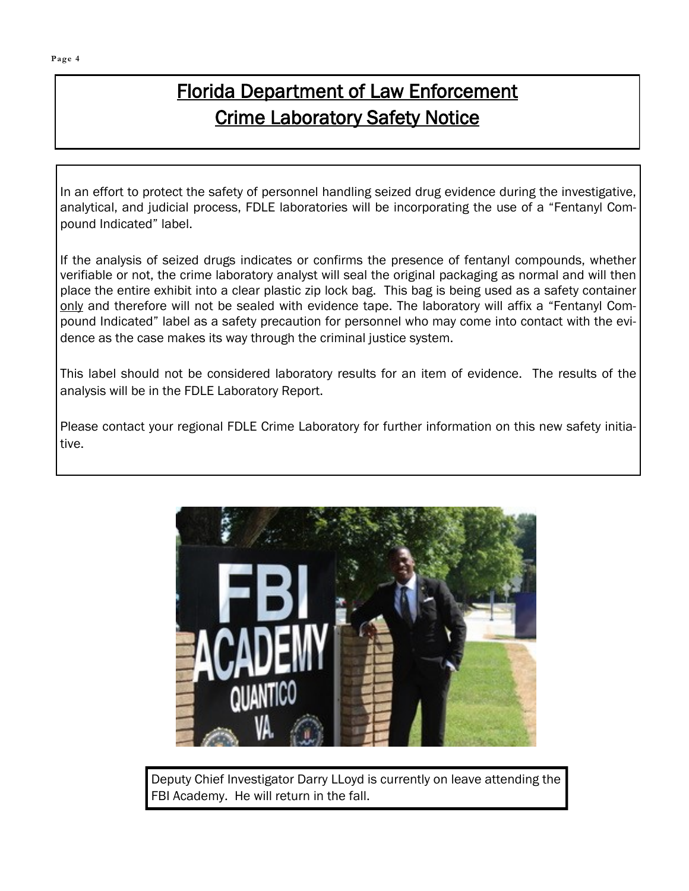# Florida Department of Law Enforcement
# Crime Laboratory Safety Notice

In an effort to protect the safety of personnel handling seized drug evidence during the investigative, analytical, and judicial process, FDLE laboratories will be incorporating the use of a "Fentanyl Compound Indicated" label.

If the analysis of seized drugs indicates or confirms the presence of fentanyl compounds, whether verifiable or not, the crime laboratory analyst will seal the original packaging as normal and will then place the entire exhibit into a clear plastic zip lock bag. This bag is being used as a safety container only and therefore will not be sealed with evidence tape. The laboratory will affix a "Fentanyl Compound Indicated" label as a safety precaution for personnel who may come into contact with the evidence as the case makes its way through the criminal justice system.

This label should not be considered laboratory results for an item of evidence. The results of the analysis will be in the FDLE Laboratory Report.

Please contact your regional FDLE Crime Laboratory for further information on this new safety initiative.

Deputy Chief Investigator Darry LLoyd is currently on leave attending the FBI Academy. He will return in the fall.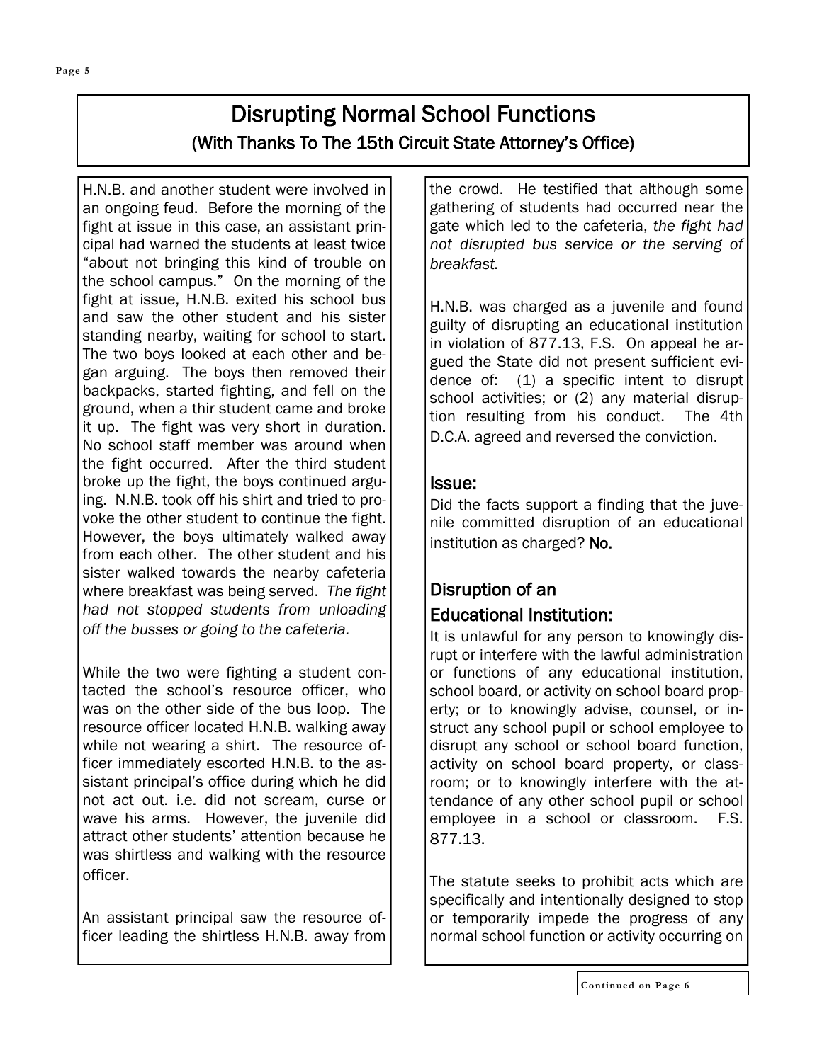# Disrupting Normal School Functions

## (With Thanks To The 15th Circuit State Attorney's Office)

H.N.B. and another student were involved in an ongoing feud. Before the morning of the fight at issue in this case, an assistant principal had warned the students at least twice "about not bringing this kind of trouble on the school campus." On the morning of the fight at issue, H.N.B. exited his school bus and saw the other student and his sister standing nearby, waiting for school to start. The two boys looked at each other and began arguing. The boys then removed their backpacks, started fighting, and fell on the ground, when a thir student came and broke it up. The fight was very short in duration. No school staff member was around when the fight occurred. After the third student broke up the fight, the boys continued arguing. N.N.B. took off his shirt and tried to provoke the other student to continue the fight. However, the boys ultimately walked away from each other. The other student and his sister walked towards the nearby cafeteria where breakfast was being served. *The fight had not stopped students from unloading off the busses or going to the cafeteria.*

While the two were fighting a student contacted the school's resource officer, who was on the other side of the bus loop. The resource officer located H.N.B. walking away while not wearing a shirt. The resource officer immediately escorted H.N.B. to the assistant principal's office during which he did not act out. i.e. did not scream, curse or wave his arms. However, the juvenile did attract other students' attention because he was shirtless and walking with the resource officer.

An assistant principal saw the resource officer leading the shirtless H.N.B. away from the crowd. He testified that although some gathering of students had occurred near the gate which led to the cafeteria, *the fight had not disrupted bus service or the serving of breakfast.*

H.N.B. was charged as a juvenile and found guilty of disrupting an educational institution in violation of 877.13, F.S. On appeal he argued the State did not present sufficient evidence of: (1) a specific intent to disrupt school activities; or (2) any material disruption resulting from his conduct. The 4th D.C.A. agreed and reversed the conviction.

### Issue:

Did the facts support a finding that the juvenile committed disruption of an educational institution as charged? **No.**

### Disruption of an Educational Institution:

It is unlawful for any person to knowingly disrupt or interfere with the lawful administration or functions of any educational institution, school board, or activity on school board property; or to knowingly advise, counsel, or instruct any school pupil or school employee to disrupt any school or school board function, activity on school board property, or classroom; or to knowingly interfere with the attendance of any other school pupil or school employee in a school or classroom. F.S. 877.13.

The statute seeks to prohibit acts which are specifically and intentionally designed to stop or temporarily impede the progress of any normal school function or activity occurring on

Continued on Page 6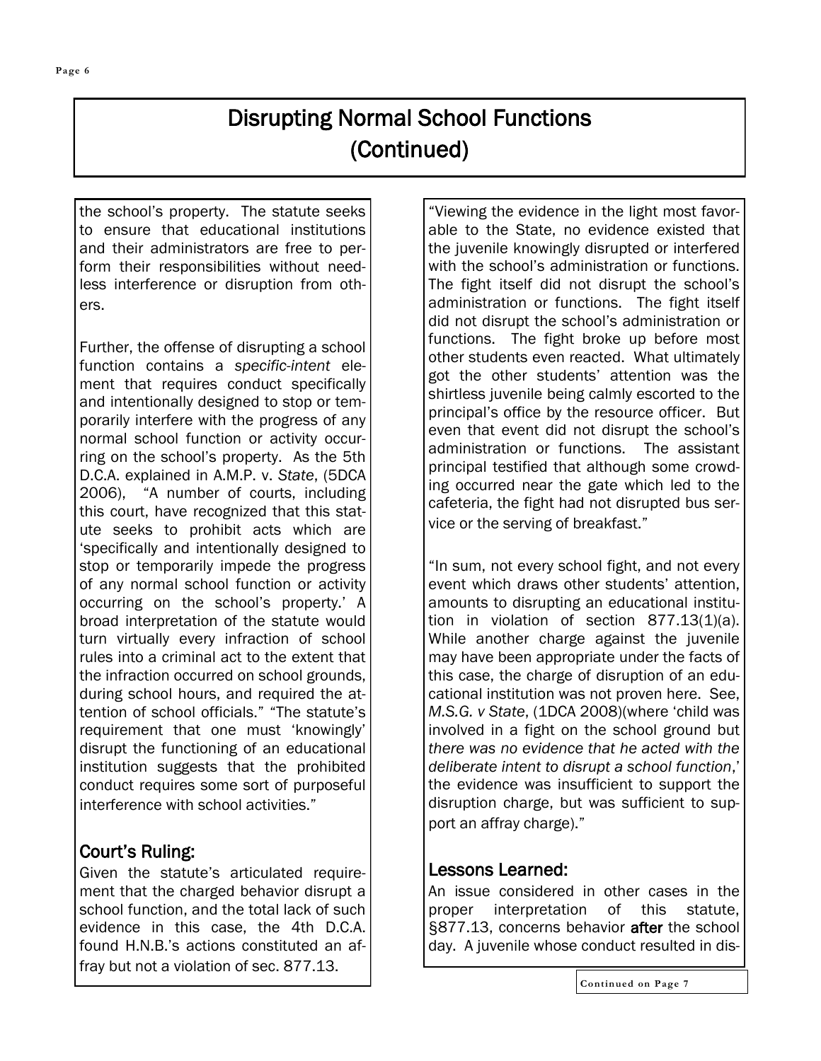# Disrupting Normal School Functions (Continued)

the school's property. The statute seeks to ensure that educational institutions and their administrators are free to perform their responsibilities without needless interference or disruption from others.

Further, the offense of disrupting a school function contains a *specific-intent* element that requires conduct specifically and intentionally designed to stop or temporarily interfere with the progress of any normal school function or activity occurring on the school's property. As the 5th D.C.A. explained in A.M.P. v. *State*, (5DCA 2006), "A number of courts, including this court, have recognized that this statute seeks to prohibit acts which are 'specifically and intentionally designed to stop or temporarily impede the progress of any normal school function or activity occurring on the school's property.' A broad interpretation of the statute would turn virtually every infraction of school rules into a criminal act to the extent that the infraction occurred on school grounds, during school hours, and required the attention of school officials." "The statute's requirement that one must 'knowingly' disrupt the functioning of an educational institution suggests that the prohibited conduct requires some sort of purposeful interference with school activities."

## Court's Ruling:

Given the statute's articulated requirement that the charged behavior disrupt a school function, and the total lack of such evidence in this case, the 4th D.C.A. found H.N.B.'s actions constituted an affray but not a violation of sec. 877.13.

"Viewing the evidence in the light most favorable to the State, no evidence existed that the juvenile knowingly disrupted or interfered with the school's administration or functions. The fight itself did not disrupt the school's administration or functions. The fight itself did not disrupt the school's administration or functions. The fight broke up before most other students even reacted. What ultimately got the other students' attention was the shirtless juvenile being calmly escorted to the principal's office by the resource officer. But even that event did not disrupt the school's administration or functions. The assistant principal testified that although some crowding occurred near the gate which led to the cafeteria, the fight had not disrupted bus service or the serving of breakfast."

"In sum, not every school fight, and not every event which draws other students' attention, amounts to disrupting an educational institution in violation of section 877.13(1)(a). While another charge against the juvenile may have been appropriate under the facts of this case, the charge of disruption of an educational institution was not proven here. See, *M.S.G. v State*, (1DCA 2008)(where 'child was involved in a fight on the school ground but *there was no evidence that he acted with the deliberate intent to disrupt a school function*,' the evidence was insufficient to support the disruption charge, but was sufficient to support an affray charge)."

## Lessons Learned:

An issue considered in other cases in the proper interpretation of this statute, §877.13, concerns behavior **after** the school day. A juvenile whose conduct resulted in dis-

Continued on Page 7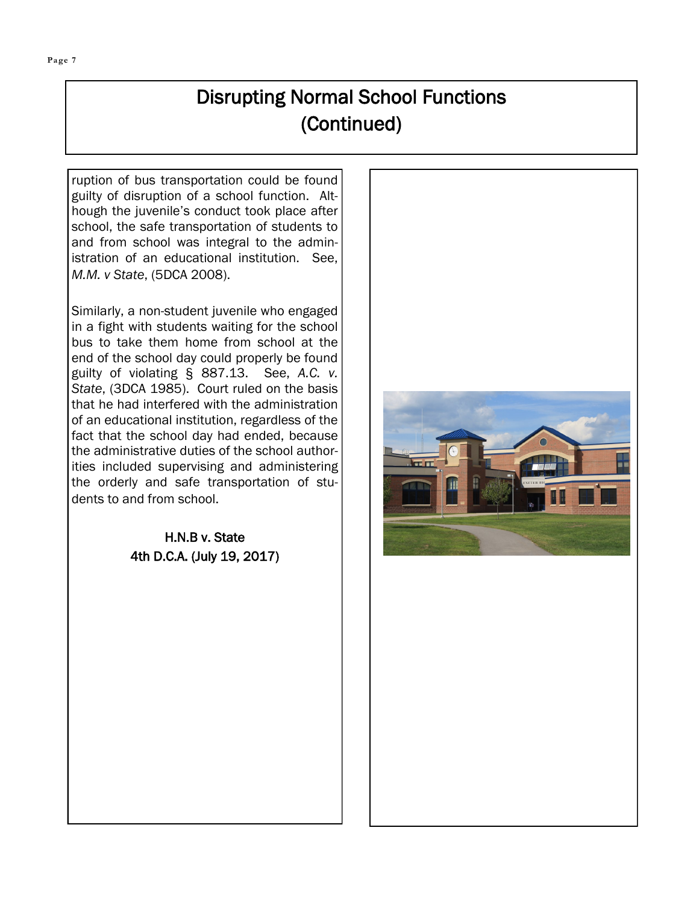# Disrupting Normal School Functions (Continued)

ruption of bus transportation could be found guilty of disruption of a school function. Although the juvenile's conduct took place after school, the safe transportation of students to and from school was integral to the administration of an educational institution. See, *M.M. v State*, (5DCA 2008).

Similarly, a non-student juvenile who engaged in a fight with students waiting for the school bus to take them home from school at the end of the school day could properly be found guilty of violating § 887.13. See, *A.C. v. State*, (3DCA 1985). Court ruled on the basis that he had interfered with the administration of an educational institution, regardless of the fact that the school day had ended, because the administrative duties of the school authorities included supervising and administering the orderly and safe transportation of students to and from school.

H.N.B v. State
4th D.C.A. (July 19, 2017)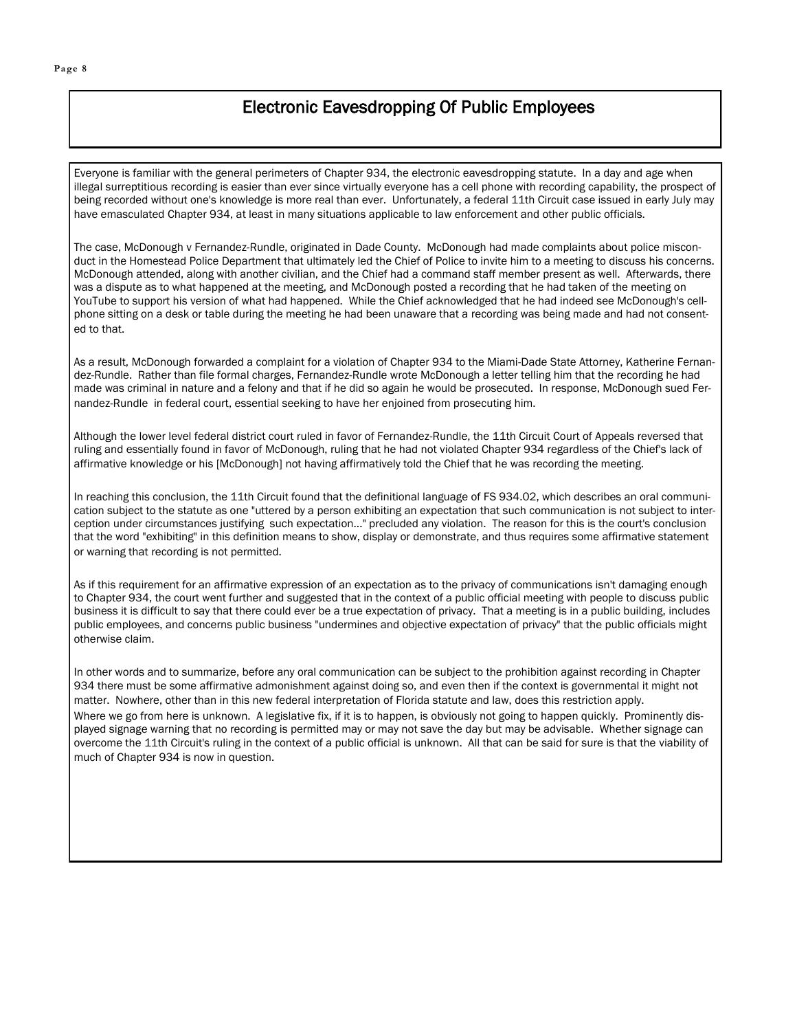# Electronic Eavesdropping Of Public Employees

Everyone is familiar with the general perimeters of Chapter 934, the electronic eavesdropping statute. In a day and age when illegal surreptitious recording is easier than ever since virtually everyone has a cell phone with recording capability, the prospect of being recorded without one's knowledge is more real than ever. Unfortunately, a federal 11th Circuit case issued in early July may have emasculated Chapter 934, at least in many situations applicable to law enforcement and other public officials.

The case, McDonough v Fernandez-Rundle, originated in Dade County. McDonough had made complaints about police misconduct in the Homestead Police Department that ultimately led the Chief of Police to invite him to a meeting to discuss his concerns. McDonough attended, along with another civilian, and the Chief had a command staff member present as well. Afterwards, there was a dispute as to what happened at the meeting, and McDonough posted a recording that he had taken of the meeting on YouTube to support his version of what had happened. While the Chief acknowledged that he had indeed see McDonough's cellphone sitting on a desk or table during the meeting he had been unaware that a recording was being made and had not consented to that.

As a result, McDonough forwarded a complaint for a violation of Chapter 934 to the Miami-Dade State Attorney, Katherine Fernandez-Rundle. Rather than file formal charges, Fernandez-Rundle wrote McDonough a letter telling him that the recording he had made was criminal in nature and a felony and that if he did so again he would be prosecuted. In response, McDonough sued Fernandez-Rundle in federal court, essential seeking to have her enjoined from prosecuting him.

Although the lower level federal district court ruled in favor of Fernandez-Rundle, the 11th Circuit Court of Appeals reversed that ruling and essentially found in favor of McDonough, ruling that he had not violated Chapter 934 regardless of the Chief's lack of affirmative knowledge or his [McDonough] not having affirmatively told the Chief that he was recording the meeting.

In reaching this conclusion, the 11th Circuit found that the definitional language of FS 934.02, which describes an oral communication subject to the statute as one "uttered by a person exhibiting an expectation that such communication is not subject to interception under circumstances justifying such expectation..." precluded any violation. The reason for this is the court's conclusion that the word "exhibiting" in this definition means to show, display or demonstrate, and thus requires some affirmative statement or warning that recording is not permitted.

As if this requirement for an affirmative expression of an expectation as to the privacy of communications isn't damaging enough to Chapter 934, the court went further and suggested that in the context of a public official meeting with people to discuss public business it is difficult to say that there could ever be a true expectation of privacy. That a meeting is in a public building, includes public employees, and concerns public business "undermines and objective expectation of privacy" that the public officials might otherwise claim.

In other words and to summarize, before any oral communication can be subject to the prohibition against recording in Chapter 934 there must be some affirmative admonishment against doing so, and even then if the context is governmental it might not matter. Nowhere, other than in this new federal interpretation of Florida statute and law, does this restriction apply.

Where we go from here is unknown. A legislative fix, if it is to happen, is obviously not going to happen quickly. Prominently displayed signage warning that no recording is permitted may or may not save the day but may be advisable. Whether signage can overcome the 11th Circuit's ruling in the context of a public official is unknown. All that can be said for sure is that the viability of much of Chapter 934 is now in question.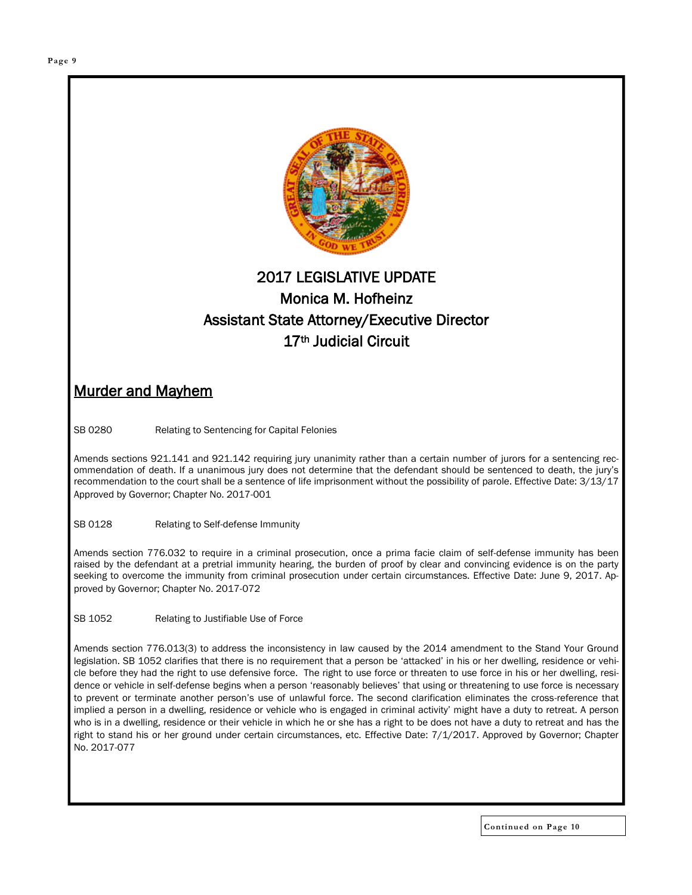# 2017 LEGISLATIVE UPDATE
## Monica M. Hofheinz
## Assistant State Attorney/Executive Director
## 17th Judicial Circuit

## Murder and Mayhem

SB 0280 Relating to Sentencing for Capital Felonies

Amends sections 921.141 and 921.142 requiring jury unanimity rather than a certain number of jurors for a sentencing recommendation of death. If a unanimous jury does not determine that the defendant should be sentenced to death, the jury's recommendation to the court shall be a sentence of life imprisonment without the possibility of parole. Effective Date: 3/13/17 Approved by Governor; Chapter No. 2017-001

SB 0128 Relating to Self-defense Immunity

Amends section 776.032 to require in a criminal prosecution, once a prima facie claim of self-defense immunity has been raised by the defendant at a pretrial immunity hearing, the burden of proof by clear and convincing evidence is on the party seeking to overcome the immunity from criminal prosecution under certain circumstances. Effective Date: June 9, 2017. Approved by Governor; Chapter No. 2017-072

SB 1052 Relating to Justifiable Use of Force

Amends section 776.013(3) to address the inconsistency in law caused by the 2014 amendment to the Stand Your Ground legislation. SB 1052 clarifies that there is no requirement that a person be 'attacked' in his or her dwelling, residence or vehicle before they had the right to use defensive force. The right to use force or threaten to use force in his or her dwelling, residence or vehicle in self-defense begins when a person 'reasonably believes' that using or threatening to use force is necessary to prevent or terminate another person's use of unlawful force. The second clarification eliminates the cross-reference that implied a person in a dwelling, residence or vehicle who is engaged in criminal activity' might have a duty to retreat. A person who is in a dwelling, residence or their vehicle in which he or she has a right to be does not have a duty to retreat and has the right to stand his or her ground under certain circumstances, etc. Effective Date: 7/1/2017. Approved by Governor; Chapter No. 2017-077

Continued on Page 10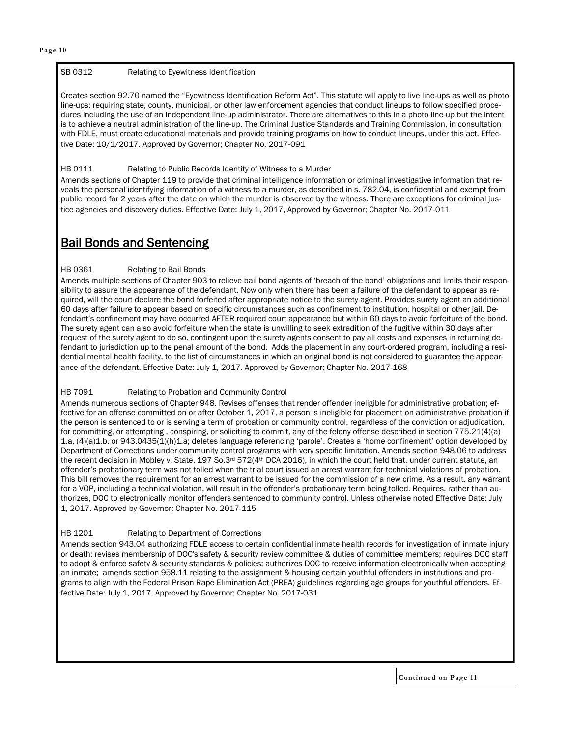SB 0312 Relating to Eyewitness Identification

Creates section 92.70 named the "Eyewitness Identification Reform Act". This statute will apply to live line-ups as well as photo line-ups; requiring state, county, municipal, or other law enforcement agencies that conduct lineups to follow specified procedures including the use of an independent line-up administrator. There are alternatives to this in a photo line-up but the intent is to achieve a neutral administration of the line-up. The Criminal Justice Standards and Training Commission, in consultation with FDLE, must create educational materials and provide training programs on how to conduct lineups, under this act. Effective Date: 10/1/2017. Approved by Governor; Chapter No. 2017-091

HB 0111 Relating to Public Records Identity of Witness to a Murder

Amends sections of Chapter 119 to provide that criminal intelligence information or criminal investigative information that reveals the personal identifying information of a witness to a murder, as described in s. 782.04, is confidential and exempt from public record for 2 years after the date on which the murder is observed by the witness. There are exceptions for criminal justice agencies and discovery duties. Effective Date: July 1, 2017, Approved by Governor; Chapter No. 2017-011

## Bail Bonds and Sentencing

HB 0361 Relating to Bail Bonds

Amends multiple sections of Chapter 903 to relieve bail bond agents of 'breach of the bond' obligations and limits their responsibility to assure the appearance of the defendant. Now only when there has been a failure of the defendant to appear as required, will the court declare the bond forfeited after appropriate notice to the surety agent. Provides surety agent an additional 60 days after failure to appear based on specific circumstances such as confinement to institution, hospital or other jail. Defendant's confinement may have occurred AFTER required court appearance but within 60 days to avoid forfeiture of the bond. The surety agent can also avoid forfeiture when the state is unwilling to seek extradition of the fugitive within 30 days after request of the surety agent to do so, contingent upon the surety agents consent to pay all costs and expenses in returning defendant to jurisdiction up to the penal amount of the bond. Adds the placement in any court-ordered program, including a residential mental health facility, to the list of circumstances in which an original bond is not considered to guarantee the appearance of the defendant. Effective Date: July 1, 2017. Approved by Governor; Chapter No. 2017-168

HB 7091 Relating to Probation and Community Control

Amends numerous sections of Chapter 948. Revises offenses that render offender ineligible for administrative probation; effective for an offense committed on or after October 1, 2017, a person is ineligible for placement on administrative probation if the person is sentenced to or is serving a term of probation or community control, regardless of the conviction or adjudication, for committing, or attempting , conspiring, or soliciting to commit, any of the felony offense described in section 775.21(4)(a) 1.a, (4)(a)1.b. or 943.0435(1)(h)1.a; deletes language referencing 'parole'. Creates a 'home confinement' option developed by Department of Corrections under community control programs with very specific limitation. Amends section 948.06 to address the recent decision in Mobley v. State, 197 So.3rd 572(4th DCA 2016), in which the court held that, under current statute, an offender's probationary term was not tolled when the trial court issued an arrest warrant for technical violations of probation. This bill removes the requirement for an arrest warrant to be issued for the commission of a new crime. As a result, any warrant for a VOP, including a technical violation, will result in the offender's probationary term being tolled. Requires, rather than authorizes, DOC to electronically monitor offenders sentenced to community control. Unless otherwise noted Effective Date: July 1, 2017. Approved by Governor; Chapter No. 2017-115

HB 1201 Relating to Department of Corrections

Amends section 943.04 authorizing FDLE access to certain confidential inmate health records for investigation of inmate injury or death; revises membership of DOC's safety & security review committee & duties of committee members; requires DOC staff to adopt & enforce safety & security standards & policies; authorizes DOC to receive information electronically when accepting an inmate; amends section 958.11 relating to the assignment & housing certain youthful offenders in institutions and programs to align with the Federal Prison Rape Elimination Act (PREA) guidelines regarding age groups for youthful offenders. Effective Date: July 1, 2017, Approved by Governor; Chapter No. 2017-031

**Continued on Page 11**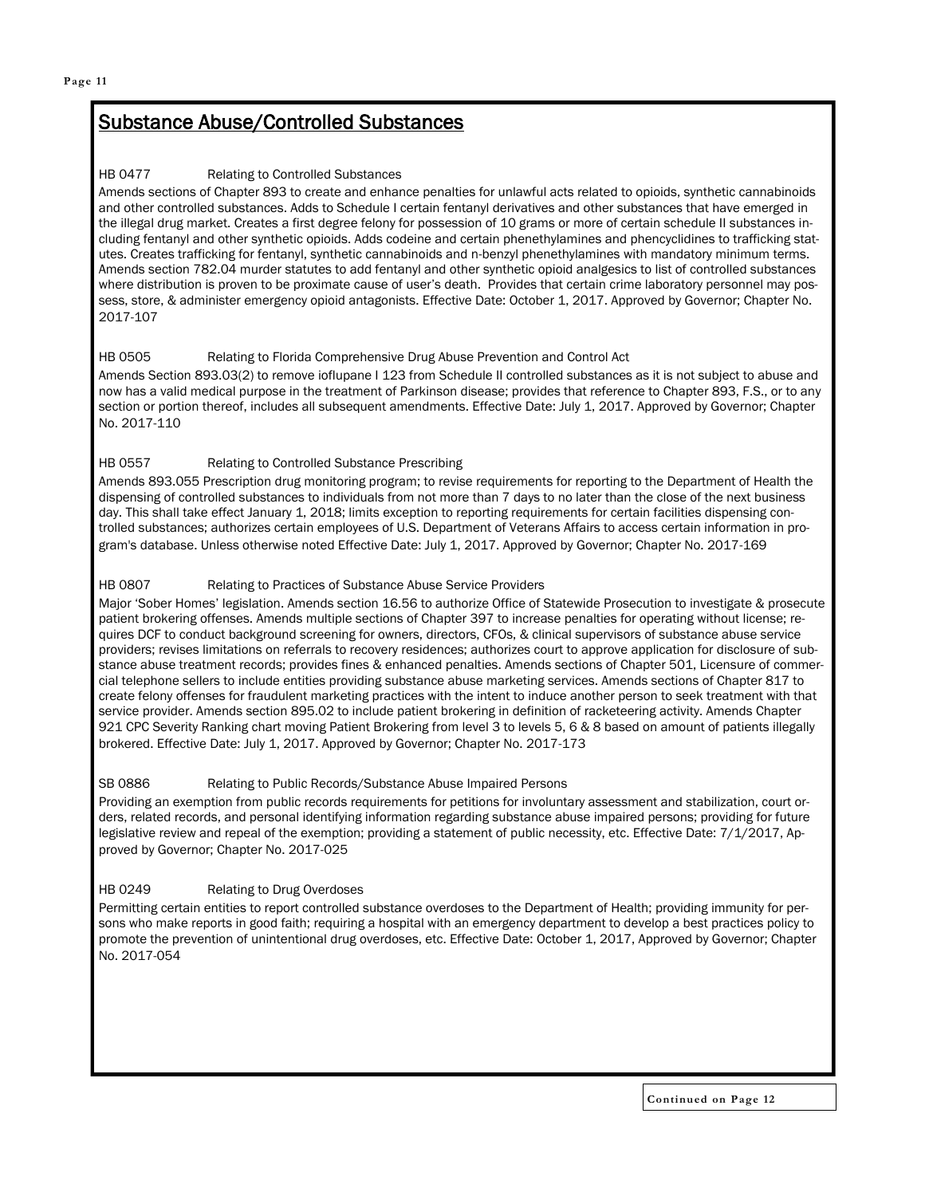## Substance Abuse/Controlled Substances

HB 0477 Relating to Controlled Substances

Amends sections of Chapter 893 to create and enhance penalties for unlawful acts related to opioids, synthetic cannabinoids and other controlled substances. Adds to Schedule I certain fentanyl derivatives and other substances that have emerged in the illegal drug market. Creates a first degree felony for possession of 10 grams or more of certain schedule II substances including fentanyl and other synthetic opioids. Adds codeine and certain phenethylamines and phencyclidines to trafficking statutes. Creates trafficking for fentanyl, synthetic cannabinoids and n-benzyl phenethylamines with mandatory minimum terms. Amends section 782.04 murder statutes to add fentanyl and other synthetic opioid analgesics to list of controlled substances where distribution is proven to be proximate cause of user's death. Provides that certain crime laboratory personnel may possess, store, & administer emergency opioid antagonists. Effective Date: October 1, 2017. Approved by Governor; Chapter No. 2017-107

HB 0505 Relating to Florida Comprehensive Drug Abuse Prevention and Control Act

Amends Section 893.03(2) to remove ioflupane I 123 from Schedule II controlled substances as it is not subject to abuse and now has a valid medical purpose in the treatment of Parkinson disease; provides that reference to Chapter 893, F.S., or to any section or portion thereof, includes all subsequent amendments. Effective Date: July 1, 2017. Approved by Governor; Chapter No. 2017-110

HB 0557 Relating to Controlled Substance Prescribing

Amends 893.055 Prescription drug monitoring program; to revise requirements for reporting to the Department of Health the dispensing of controlled substances to individuals from not more than 7 days to no later than the close of the next business day. This shall take effect January 1, 2018; limits exception to reporting requirements for certain facilities dispensing controlled substances; authorizes certain employees of U.S. Department of Veterans Affairs to access certain information in program's database. Unless otherwise noted Effective Date: July 1, 2017. Approved by Governor; Chapter No. 2017-169

HB 0807 Relating to Practices of Substance Abuse Service Providers

Major 'Sober Homes' legislation. Amends section 16.56 to authorize Office of Statewide Prosecution to investigate & prosecute patient brokering offenses. Amends multiple sections of Chapter 397 to increase penalties for operating without license; requires DCF to conduct background screening for owners, directors, CFOs, & clinical supervisors of substance abuse service providers; revises limitations on referrals to recovery residences; authorizes court to approve application for disclosure of substance abuse treatment records; provides fines & enhanced penalties. Amends sections of Chapter 501, Licensure of commercial telephone sellers to include entities providing substance abuse marketing services. Amends sections of Chapter 817 to create felony offenses for fraudulent marketing practices with the intent to induce another person to seek treatment with that service provider. Amends section 895.02 to include patient brokering in definition of racketeering activity. Amends Chapter 921 CPC Severity Ranking chart moving Patient Brokering from level 3 to levels 5, 6 & 8 based on amount of patients illegally brokered. Effective Date: July 1, 2017. Approved by Governor; Chapter No. 2017-173

SB 0886 Relating to Public Records/Substance Abuse Impaired Persons

Providing an exemption from public records requirements for petitions for involuntary assessment and stabilization, court orders, related records, and personal identifying information regarding substance abuse impaired persons; providing for future legislative review and repeal of the exemption; providing a statement of public necessity, etc. Effective Date: 7/1/2017, Approved by Governor; Chapter No. 2017-025

HB 0249 Relating to Drug Overdoses

Permitting certain entities to report controlled substance overdoses to the Department of Health; providing immunity for persons who make reports in good faith; requiring a hospital with an emergency department to develop a best practices policy to promote the prevention of unintentional drug overdoses, etc. Effective Date: October 1, 2017, Approved by Governor; Chapter No. 2017-054

Continued on Page 12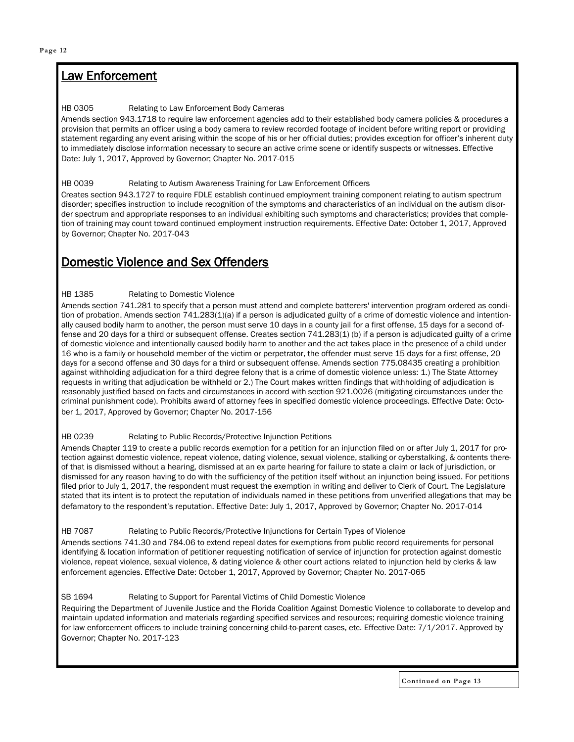## Law Enforcement

HB 0305 Relating to Law Enforcement Body Cameras

Amends section 943.1718 to require law enforcement agencies add to their established body camera policies & procedures a provision that permits an officer using a body camera to review recorded footage of incident before writing report or providing statement regarding any event arising within the scope of his or her official duties; provides exception for officer's inherent duty to immediately disclose information necessary to secure an active crime scene or identify suspects or witnesses. Effective Date: July 1, 2017, Approved by Governor; Chapter No. 2017-015

HB 0039 Relating to Autism Awareness Training for Law Enforcement Officers

Creates section 943.1727 to require FDLE establish continued employment training component relating to autism spectrum disorder; specifies instruction to include recognition of the symptoms and characteristics of an individual on the autism disorder spectrum and appropriate responses to an individual exhibiting such symptoms and characteristics; provides that completion of training may count toward continued employment instruction requirements. Effective Date: October 1, 2017, Approved by Governor; Chapter No. 2017-043

## Domestic Violence and Sex Offenders

HB 1385 Relating to Domestic Violence

Amends section 741.281 to specify that a person must attend and complete batterers' intervention program ordered as condition of probation. Amends section 741.283(1)(a) if a person is adjudicated guilty of a crime of domestic violence and intentionally caused bodily harm to another, the person must serve 10 days in a county jail for a first offense, 15 days for a second offense and 20 days for a third or subsequent offense. Creates section 741.283(1) (b) if a person is adjudicated guilty of a crime of domestic violence and intentionally caused bodily harm to another and the act takes place in the presence of a child under 16 who is a family or household member of the victim or perpetrator, the offender must serve 15 days for a first offense, 20 days for a second offense and 30 days for a third or subsequent offense. Amends section 775.08435 creating a prohibition against withholding adjudication for a third degree felony that is a crime of domestic violence unless: 1.) The State Attorney requests in writing that adjudication be withheld or 2.) The Court makes written findings that withholding of adjudication is reasonably justified based on facts and circumstances in accord with section 921.0026 (mitigating circumstances under the criminal punishment code). Prohibits award of attorney fees in specified domestic violence proceedings. Effective Date: October 1, 2017, Approved by Governor; Chapter No. 2017-156

HB 0239 Relating to Public Records/Protective Injunction Petitions

Amends Chapter 119 to create a public records exemption for a petition for an injunction filed on or after July 1, 2017 for protection against domestic violence, repeat violence, dating violence, sexual violence, stalking or cyberstalking, & contents thereof that is dismissed without a hearing, dismissed at an ex parte hearing for failure to state a claim or lack of jurisdiction, or dismissed for any reason having to do with the sufficiency of the petition itself without an injunction being issued. For petitions filed prior to July 1, 2017, the respondent must request the exemption in writing and deliver to Clerk of Court. The Legislature stated that its intent is to protect the reputation of individuals named in these petitions from unverified allegations that may be defamatory to the respondent's reputation. Effective Date: July 1, 2017, Approved by Governor; Chapter No. 2017-014

HB 7087 Relating to Public Records/Protective Injunctions for Certain Types of Violence

Amends sections 741.30 and 784.06 to extend repeal dates for exemptions from public record requirements for personal identifying & location information of petitioner requesting notification of service of injunction for protection against domestic violence, repeat violence, sexual violence, & dating violence & other court actions related to injunction held by clerks & law enforcement agencies. Effective Date: October 1, 2017, Approved by Governor; Chapter No. 2017-065

SB 1694 Relating to Support for Parental Victims of Child Domestic Violence

Requiring the Department of Juvenile Justice and the Florida Coalition Against Domestic Violence to collaborate to develop and maintain updated information and materials regarding specified services and resources; requiring domestic violence training for law enforcement officers to include training concerning child-to-parent cases, etc. Effective Date: 7/1/2017. Approved by Governor; Chapter No. 2017-123

Continued on Page 13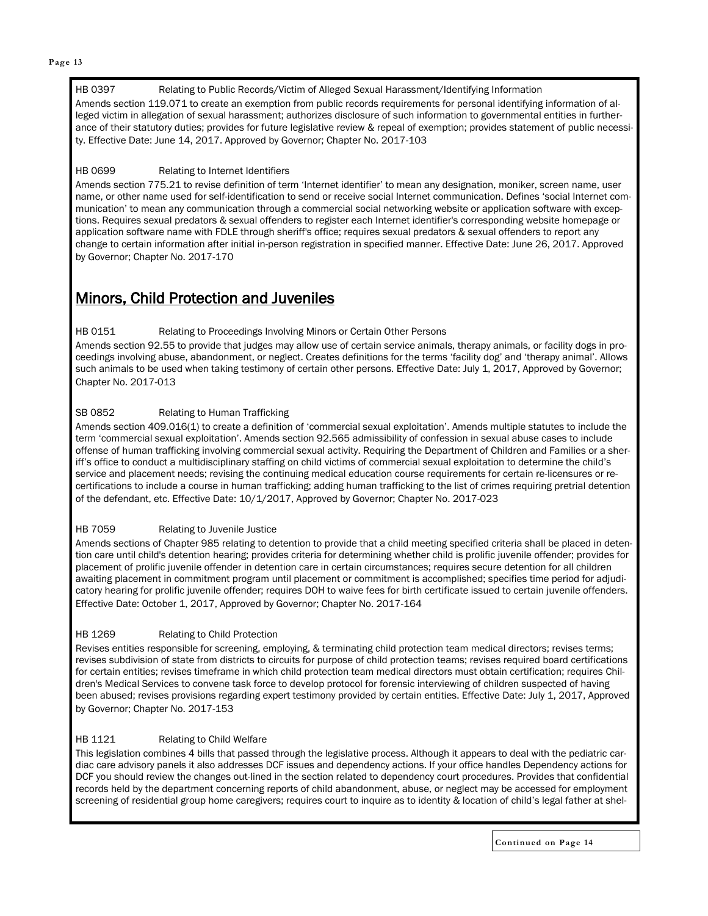HB 0397 Relating to Public Records/Victim of Alleged Sexual Harassment/Identifying Information

Amends section 119.071 to create an exemption from public records requirements for personal identifying information of alleged victim in allegation of sexual harassment; authorizes disclosure of such information to governmental entities in furtherance of their statutory duties; provides for future legislative review & repeal of exemption; provides statement of public necessity. Effective Date: June 14, 2017. Approved by Governor; Chapter No. 2017-103

HB 0699 Relating to Internet Identifiers

Amends section 775.21 to revise definition of term 'Internet identifier' to mean any designation, moniker, screen name, user name, or other name used for self-identification to send or receive social Internet communication. Defines 'social Internet communication' to mean any communication through a commercial social networking website or application software with exceptions. Requires sexual predators & sexual offenders to register each Internet identifier's corresponding website homepage or application software name with FDLE through sheriff's office; requires sexual predators & sexual offenders to report any change to certain information after initial in-person registration in specified manner. Effective Date: June 26, 2017. Approved by Governor; Chapter No. 2017-170

## Minors, Child Protection and Juveniles

HB 0151 Relating to Proceedings Involving Minors or Certain Other Persons

Amends section 92.55 to provide that judges may allow use of certain service animals, therapy animals, or facility dogs in proceedings involving abuse, abandonment, or neglect. Creates definitions for the terms 'facility dog' and 'therapy animal'. Allows such animals to be used when taking testimony of certain other persons. Effective Date: July 1, 2017, Approved by Governor; Chapter No. 2017-013

SB 0852 Relating to Human Trafficking

Amends section 409.016(1) to create a definition of 'commercial sexual exploitation'. Amends multiple statutes to include the term 'commercial sexual exploitation'. Amends section 92.565 admissibility of confession in sexual abuse cases to include offense of human trafficking involving commercial sexual activity. Requiring the Department of Children and Families or a sheriff's office to conduct a multidisciplinary staffing on child victims of commercial sexual exploitation to determine the child's service and placement needs; revising the continuing medical education course requirements for certain re-licensures or recertifications to include a course in human trafficking; adding human trafficking to the list of crimes requiring pretrial detention of the defendant, etc. Effective Date: 10/1/2017, Approved by Governor; Chapter No. 2017-023

HB 7059 Relating to Juvenile Justice

Amends sections of Chapter 985 relating to detention to provide that a child meeting specified criteria shall be placed in detention care until child's detention hearing; provides criteria for determining whether child is prolific juvenile offender; provides for placement of prolific juvenile offender in detention care in certain circumstances; requires secure detention for all children awaiting placement in commitment program until placement or commitment is accomplished; specifies time period for adjudicatory hearing for prolific juvenile offender; requires DOH to waive fees for birth certificate issued to certain juvenile offenders. Effective Date: October 1, 2017, Approved by Governor; Chapter No. 2017-164

HB 1269 Relating to Child Protection

Revises entities responsible for screening, employing, & terminating child protection team medical directors; revises terms; revises subdivision of state from districts to circuits for purpose of child protection teams; revises required board certifications for certain entities; revises timeframe in which child protection team medical directors must obtain certification; requires Children's Medical Services to convene task force to develop protocol for forensic interviewing of children suspected of having been abused; revises provisions regarding expert testimony provided by certain entities. Effective Date: July 1, 2017, Approved by Governor; Chapter No. 2017-153

HB 1121 Relating to Child Welfare

This legislation combines 4 bills that passed through the legislative process. Although it appears to deal with the pediatric cardiac care advisory panels it also addresses DCF issues and dependency actions. If your office handles Dependency actions for DCF you should review the changes out-lined in the section related to dependency court procedures. Provides that confidential records held by the department concerning reports of child abandonment, abuse, or neglect may be accessed for employment screening of residential group home caregivers; requires court to inquire as to identity & location of child's legal father at shel-

Continued on Page 14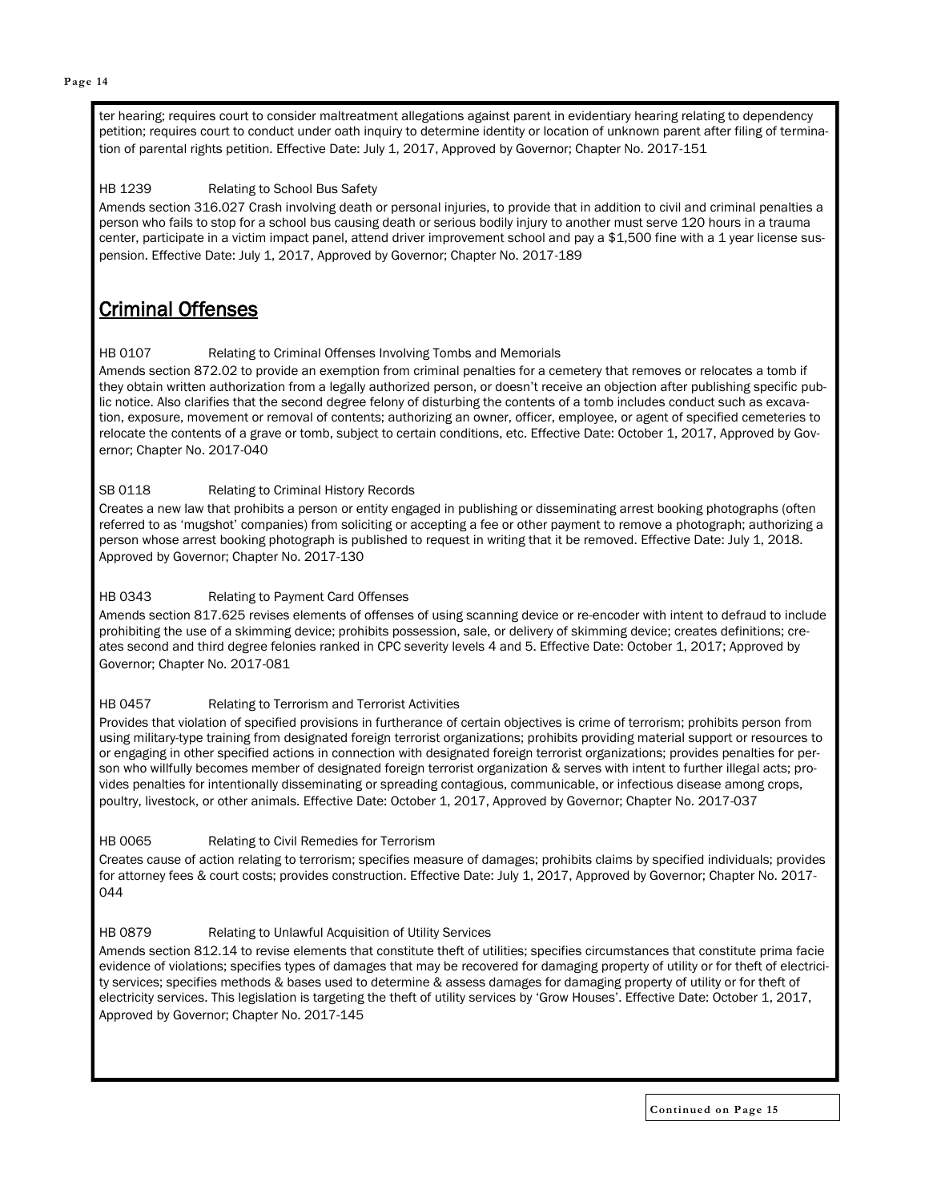ter hearing; requires court to consider maltreatment allegations against parent in evidentiary hearing relating to dependency petition; requires court to conduct under oath inquiry to determine identity or location of unknown parent after filing of termination of parental rights petition. Effective Date: July 1, 2017, Approved by Governor; Chapter No. 2017-151

HB 1239 Relating to School Bus Safety

Amends section 316.027 Crash involving death or personal injuries, to provide that in addition to civil and criminal penalties a person who fails to stop for a school bus causing death or serious bodily injury to another must serve 120 hours in a trauma center, participate in a victim impact panel, attend driver improvement school and pay a $1,500 fine with a 1 year license suspension. Effective Date: July 1, 2017, Approved by Governor; Chapter No. 2017-189

## Criminal Offenses

HB 0107 Relating to Criminal Offenses Involving Tombs and Memorials

Amends section 872.02 to provide an exemption from criminal penalties for a cemetery that removes or relocates a tomb if they obtain written authorization from a legally authorized person, or doesn't receive an objection after publishing specific public notice. Also clarifies that the second degree felony of disturbing the contents of a tomb includes conduct such as excavation, exposure, movement or removal of contents; authorizing an owner, officer, employee, or agent of specified cemeteries to relocate the contents of a grave or tomb, subject to certain conditions, etc. Effective Date: October 1, 2017, Approved by Governor; Chapter No. 2017-040

SB 0118 Relating to Criminal History Records

Creates a new law that prohibits a person or entity engaged in publishing or disseminating arrest booking photographs (often referred to as 'mugshot' companies) from soliciting or accepting a fee or other payment to remove a photograph; authorizing a person whose arrest booking photograph is published to request in writing that it be removed. Effective Date: July 1, 2018. Approved by Governor; Chapter No. 2017-130

HB 0343 Relating to Payment Card Offenses

Amends section 817.625 revises elements of offenses of using scanning device or re-encoder with intent to defraud to include prohibiting the use of a skimming device; prohibits possession, sale, or delivery of skimming device; creates definitions; creates second and third degree felonies ranked in CPC severity levels 4 and 5. Effective Date: October 1, 2017; Approved by Governor; Chapter No. 2017-081

HB 0457 Relating to Terrorism and Terrorist Activities

Provides that violation of specified provisions in furtherance of certain objectives is crime of terrorism; prohibits person from using military-type training from designated foreign terrorist organizations; prohibits providing material support or resources to or engaging in other specified actions in connection with designated foreign terrorist organizations; provides penalties for person who willfully becomes member of designated foreign terrorist organization & serves with intent to further illegal acts; provides penalties for intentionally disseminating or spreading contagious, communicable, or infectious disease among crops, poultry, livestock, or other animals. Effective Date: October 1, 2017, Approved by Governor; Chapter No. 2017-037

HB 0065 Relating to Civil Remedies for Terrorism

Creates cause of action relating to terrorism; specifies measure of damages; prohibits claims by specified individuals; provides for attorney fees & court costs; provides construction. Effective Date: July 1, 2017, Approved by Governor; Chapter No. 2017-044

HB 0879 Relating to Unlawful Acquisition of Utility Services

Amends section 812.14 to revise elements that constitute theft of utilities; specifies circumstances that constitute prima facie evidence of violations; specifies types of damages that may be recovered for damaging property of utility or for theft of electricity services; specifies methods & bases used to determine & assess damages for damaging property of utility or for theft of electricity services. This legislation is targeting the theft of utility services by 'Grow Houses'. Effective Date: October 1, 2017, Approved by Governor; Chapter No. 2017-145

Continued on Page 15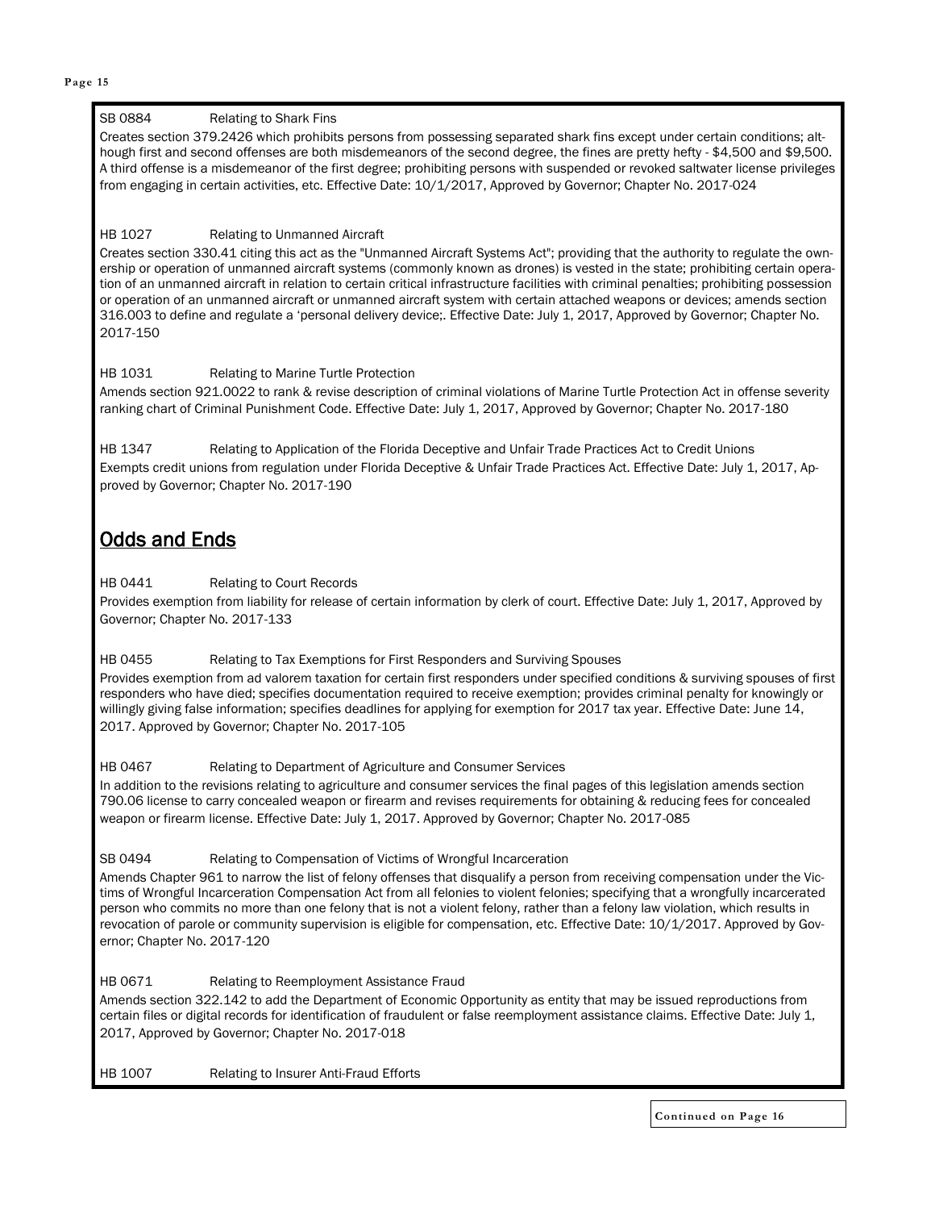SB 0884 Relating to Shark Fins

Creates section 379.2426 which prohibits persons from possessing separated shark fins except under certain conditions; although first and second offenses are both misdemeanors of the second degree, the fines are pretty hefty - $4,500 and $9,500. A third offense is a misdemeanor of the first degree; prohibiting persons with suspended or revoked saltwater license privileges from engaging in certain activities, etc. Effective Date: 10/1/2017, Approved by Governor; Chapter No. 2017-024

HB 1027 Relating to Unmanned Aircraft

Creates section 330.41 citing this act as the "Unmanned Aircraft Systems Act"; providing that the authority to regulate the ownership or operation of unmanned aircraft systems (commonly known as drones) is vested in the state; prohibiting certain operation of an unmanned aircraft in relation to certain critical infrastructure facilities with criminal penalties; prohibiting possession or operation of an unmanned aircraft or unmanned aircraft system with certain attached weapons or devices; amends section 316.003 to define and regulate a 'personal delivery device;. Effective Date: July 1, 2017, Approved by Governor; Chapter No. 2017-150

HB 1031 Relating to Marine Turtle Protection

Amends section 921.0022 to rank & revise description of criminal violations of Marine Turtle Protection Act in offense severity ranking chart of Criminal Punishment Code. Effective Date: July 1, 2017, Approved by Governor; Chapter No. 2017-180

HB 1347 Relating to Application of the Florida Deceptive and Unfair Trade Practices Act to Credit Unions

Exempts credit unions from regulation under Florida Deceptive & Unfair Trade Practices Act. Effective Date: July 1, 2017, Approved by Governor; Chapter No. 2017-190

## Odds and Ends

HB 0441 Relating to Court Records

Provides exemption from liability for release of certain information by clerk of court. Effective Date: July 1, 2017, Approved by Governor; Chapter No. 2017-133

HB 0455 Relating to Tax Exemptions for First Responders and Surviving Spouses

Provides exemption from ad valorem taxation for certain first responders under specified conditions & surviving spouses of first responders who have died; specifies documentation required to receive exemption; provides criminal penalty for knowingly or willingly giving false information; specifies deadlines for applying for exemption for 2017 tax year. Effective Date: June 14, 2017. Approved by Governor; Chapter No. 2017-105

HB 0467 Relating to Department of Agriculture and Consumer Services

In addition to the revisions relating to agriculture and consumer services the final pages of this legislation amends section 790.06 license to carry concealed weapon or firearm and revises requirements for obtaining & reducing fees for concealed weapon or firearm license. Effective Date: July 1, 2017. Approved by Governor; Chapter No. 2017-085

SB 0494 Relating to Compensation of Victims of Wrongful Incarceration

Amends Chapter 961 to narrow the list of felony offenses that disqualify a person from receiving compensation under the Victims of Wrongful Incarceration Compensation Act from all felonies to violent felonies; specifying that a wrongfully incarcerated person who commits no more than one felony that is not a violent felony, rather than a felony law violation, which results in revocation of parole or community supervision is eligible for compensation, etc. Effective Date: 10/1/2017. Approved by Governor; Chapter No. 2017-120

HB 0671 Relating to Reemployment Assistance Fraud

Amends section 322.142 to add the Department of Economic Opportunity as entity that may be issued reproductions from certain files or digital records for identification of fraudulent or false reemployment assistance claims. Effective Date: July 1, 2017, Approved by Governor; Chapter No. 2017-018

HB 1007 Relating to Insurer Anti-Fraud Efforts

Continued on Page 16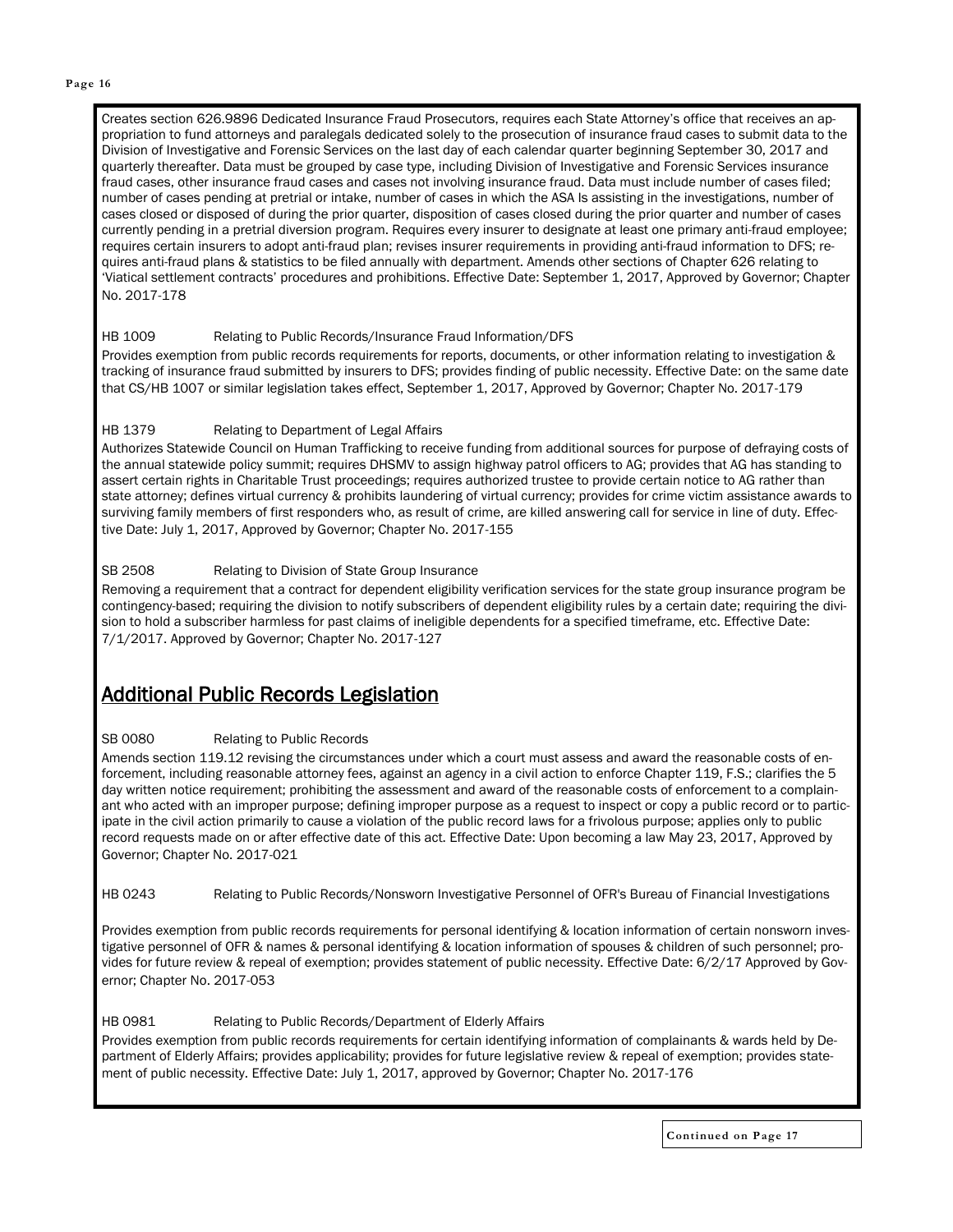Creates section 626.9896 Dedicated Insurance Fraud Prosecutors, requires each State Attorney's office that receives an appropriation to fund attorneys and paralegals dedicated solely to the prosecution of insurance fraud cases to submit data to the Division of Investigative and Forensic Services on the last day of each calendar quarter beginning September 30, 2017 and quarterly thereafter. Data must be grouped by case type, including Division of Investigative and Forensic Services insurance fraud cases, other insurance fraud cases and cases not involving insurance fraud. Data must include number of cases filed; number of cases pending at pretrial or intake, number of cases in which the ASA Is assisting in the investigations, number of cases closed or disposed of during the prior quarter, disposition of cases closed during the prior quarter and number of cases currently pending in a pretrial diversion program. Requires every insurer to designate at least one primary anti-fraud employee; requires certain insurers to adopt anti-fraud plan; revises insurer requirements in providing anti-fraud information to DFS; requires anti-fraud plans & statistics to be filed annually with department. Amends other sections of Chapter 626 relating to 'Viatical settlement contracts' procedures and prohibitions. Effective Date: September 1, 2017, Approved by Governor; Chapter No. 2017-178

HB 1009 Relating to Public Records/Insurance Fraud Information/DFS

Provides exemption from public records requirements for reports, documents, or other information relating to investigation & tracking of insurance fraud submitted by insurers to DFS; provides finding of public necessity. Effective Date: on the same date that CS/HB 1007 or similar legislation takes effect, September 1, 2017, Approved by Governor; Chapter No. 2017-179

HB 1379 Relating to Department of Legal Affairs

Authorizes Statewide Council on Human Trafficking to receive funding from additional sources for purpose of defraying costs of the annual statewide policy summit; requires DHSMV to assign highway patrol officers to AG; provides that AG has standing to assert certain rights in Charitable Trust proceedings; requires authorized trustee to provide certain notice to AG rather than state attorney; defines virtual currency & prohibits laundering of virtual currency; provides for crime victim assistance awards to surviving family members of first responders who, as result of crime, are killed answering call for service in line of duty. Effective Date: July 1, 2017, Approved by Governor; Chapter No. 2017-155

SB 2508 Relating to Division of State Group Insurance

Removing a requirement that a contract for dependent eligibility verification services for the state group insurance program be contingency-based; requiring the division to notify subscribers of dependent eligibility rules by a certain date; requiring the division to hold a subscriber harmless for past claims of ineligible dependents for a specified timeframe, etc. Effective Date: 7/1/2017. Approved by Governor; Chapter No. 2017-127

## Additional Public Records Legislation

SB 0080 Relating to Public Records

Amends section 119.12 revising the circumstances under which a court must assess and award the reasonable costs of enforcement, including reasonable attorney fees, against an agency in a civil action to enforce Chapter 119, F.S.; clarifies the 5 day written notice requirement; prohibiting the assessment and award of the reasonable costs of enforcement to a complainant who acted with an improper purpose; defining improper purpose as a request to inspect or copy a public record or to participate in the civil action primarily to cause a violation of the public record laws for a frivolous purpose; applies only to public record requests made on or after effective date of this act. Effective Date: Upon becoming a law May 23, 2017, Approved by Governor; Chapter No. 2017-021

HB 0243 Relating to Public Records/Nonsworn Investigative Personnel of OFR's Bureau of Financial Investigations

Provides exemption from public records requirements for personal identifying & location information of certain nonsworn investigative personnel of OFR & names & personal identifying & location information of spouses & children of such personnel; provides for future review & repeal of exemption; provides statement of public necessity. Effective Date: 6/2/17 Approved by Governor; Chapter No. 2017-053

HB 0981 Relating to Public Records/Department of Elderly Affairs

Provides exemption from public records requirements for certain identifying information of complainants & wards held by Department of Elderly Affairs; provides applicability; provides for future legislative review & repeal of exemption; provides statement of public necessity. Effective Date: July 1, 2017, approved by Governor; Chapter No. 2017-176

**Continued on Page 17**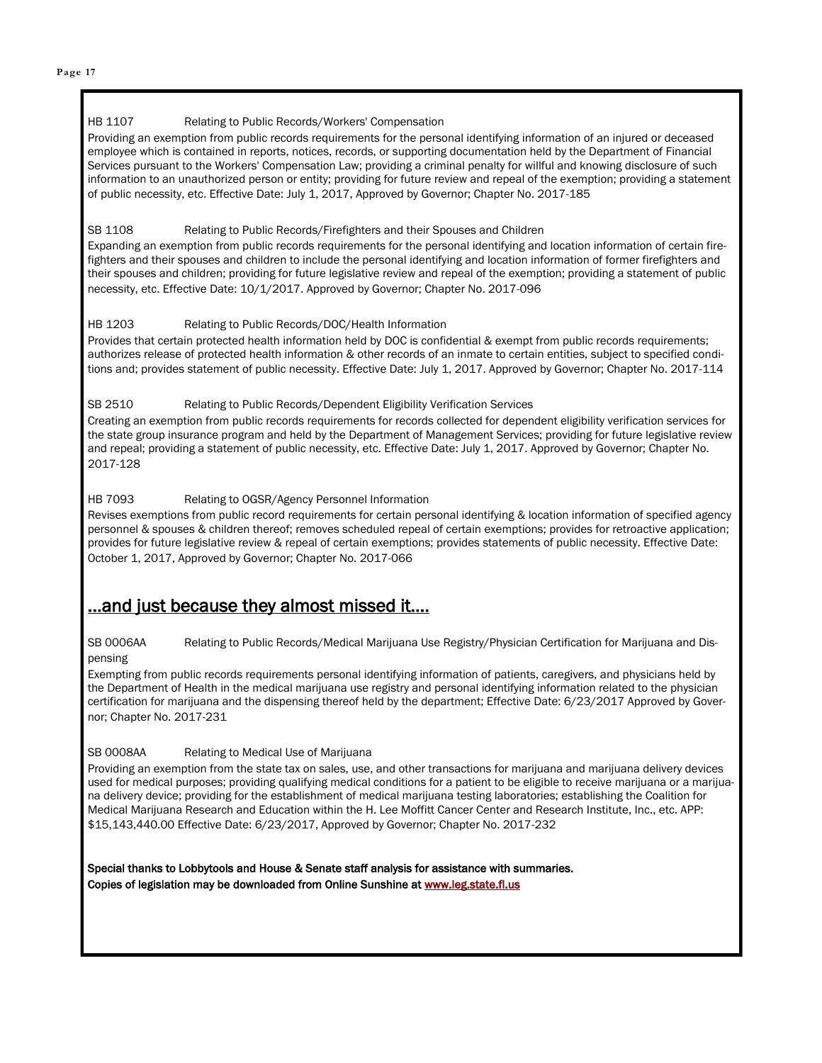HB 1107 Relating to Public Records/Workers' Compensation

Providing an exemption from public records requirements for the personal identifying information of an injured or deceased employee which is contained in reports, notices, records, or supporting documentation held by the Department of Financial Services pursuant to the Workers' Compensation Law; providing a criminal penalty for willful and knowing disclosure of such information to an unauthorized person or entity; providing for future review and repeal of the exemption; providing a statement of public necessity, etc. Effective Date: July 1, 2017, Approved by Governor; Chapter No. 2017-185

SB 1108 Relating to Public Records/Firefighters and their Spouses and Children

Expanding an exemption from public records requirements for the personal identifying and location information of certain firefighters and their spouses and children to include the personal identifying and location information of former firefighters and their spouses and children; providing for future legislative review and repeal of the exemption; providing a statement of public necessity, etc. Effective Date: 10/1/2017. Approved by Governor; Chapter No. 2017-096

HB 1203 Relating to Public Records/DOC/Health Information

Provides that certain protected health information held by DOC is confidential & exempt from public records requirements; authorizes release of protected health information & other records of an inmate to certain entities, subject to specified conditions and; provides statement of public necessity. Effective Date: July 1, 2017. Approved by Governor; Chapter No. 2017-114

SB 2510 Relating to Public Records/Dependent Eligibility Verification Services

Creating an exemption from public records requirements for records collected for dependent eligibility verification services for the state group insurance program and held by the Department of Management Services; providing for future legislative review and repeal; providing a statement of public necessity, etc. Effective Date: July 1, 2017. Approved by Governor; Chapter No. 2017-128

HB 7093 Relating to OGSR/Agency Personnel Information

Revises exemptions from public record requirements for certain personal identifying & location information of specified agency personnel & spouses & children thereof; removes scheduled repeal of certain exemptions; provides for retroactive application; provides for future legislative review & repeal of certain exemptions; provides statements of public necessity. Effective Date: October 1, 2017, Approved by Governor; Chapter No. 2017-066

## ...and just because they almost missed it....

SB 0006AA Relating to Public Records/Medical Marijuana Use Registry/Physician Certification for Marijuana and Dispensing

Exempting from public records requirements personal identifying information of patients, caregivers, and physicians held by the Department of Health in the medical marijuana use registry and personal identifying information related to the physician certification for marijuana and the dispensing thereof held by the department; Effective Date: 6/23/2017 Approved by Governor; Chapter No. 2017-231

SB 0008AA Relating to Medical Use of Marijuana

Providing an exemption from the state tax on sales, use, and other transactions for marijuana and marijuana delivery devices used for medical purposes; providing qualifying medical conditions for a patient to be eligible to receive marijuana or a marijuana delivery device; providing for the establishment of medical marijuana testing laboratories; establishing the Coalition for Medical Marijuana Research and Education within the H. Lee Moffitt Cancer Center and Research Institute, Inc., etc. APP: $15,143,440.00 Effective Date: 6/23/2017, Approved by Governor; Chapter No. 2017-232

**Special thanks to Lobbytools and House & Senate staff analysis for assistance with summaries.**
**Copies of legislation may be downloaded from Online Sunshine at www.leg.state.fl.us**